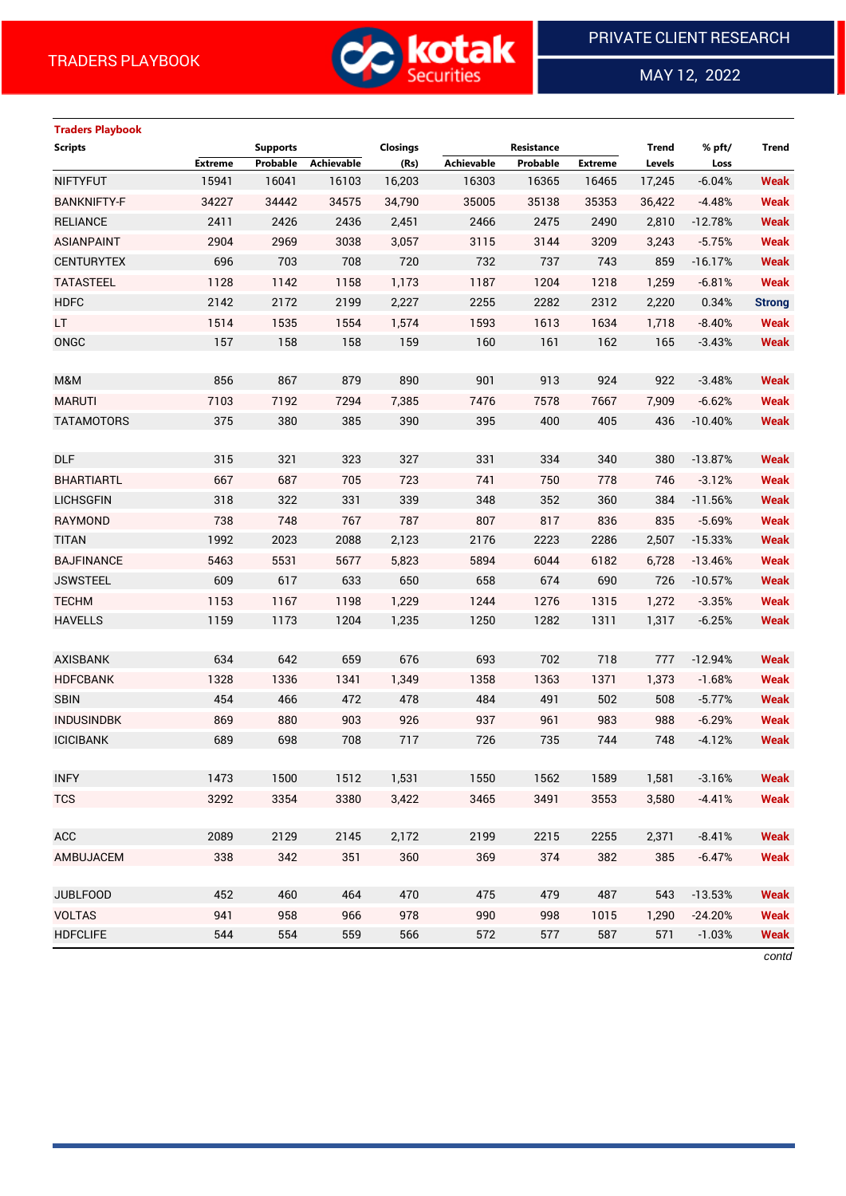## Traders Playbook

| Scripts | Supports | | | Closings | Resistance | | | Trend | % pft/ | Trend |
|---|---|---|---|---|---|---|---|---|---|---|
| | Extreme | Probable | Achievable | (Rs) | Achievable | Probable | Extreme | Levels | Loss | |
| NIFTYFUT | 15941 | 16041 | 16103 | 16,203 | 16303 | 16365 | 16465 | 17,245 | -6.04% | Weak |
| BANKNIFTY-F | 34227 | 34442 | 34575 | 34,790 | 35005 | 35138 | 35353 | 36,422 | -4.48% | Weak |
| RELIANCE | 2411 | 2426 | 2436 | 2,451 | 2466 | 2475 | 2490 | 2,810 | -12.78% | Weak |
| ASIANPAINT | 2904 | 2969 | 3038 | 3,057 | 3115 | 3144 | 3209 | 3,243 | -5.75% | Weak |
| CENTURYTEX | 696 | 703 | 708 | 720 | 732 | 737 | 743 | 859 | -16.17% | Weak |
| TATASTEEL | 1128 | 1142 | 1158 | 1,173 | 1187 | 1204 | 1218 | 1,259 | -6.81% | Weak |
| HDFC | 2142 | 2172 | 2199 | 2,227 | 2255 | 2282 | 2312 | 2,220 | 0.34% | Strong |
| LT | 1514 | 1535 | 1554 | 1,574 | 1593 | 1613 | 1634 | 1,718 | -8.40% | Weak |
| ONGC | 157 | 158 | 158 | 159 | 160 | 161 | 162 | 165 | -3.43% | Weak |
| | | | | | | | | | | |
| M&M | 856 | 867 | 879 | 890 | 901 | 913 | 924 | 922 | -3.48% | Weak |
| MARUTI | 7103 | 7192 | 7294 | 7,385 | 7476 | 7578 | 7667 | 7,909 | -6.62% | Weak |
| TATAMOTORS | 375 | 380 | 385 | 390 | 395 | 400 | 405 | 436 | -10.40% | Weak |
| | | | | | | | | | | |
| DLF | 315 | 321 | 323 | 327 | 331 | 334 | 340 | 380 | -13.87% | Weak |
| BHARTIARTL | 667 | 687 | 705 | 723 | 741 | 750 | 778 | 746 | -3.12% | Weak |
| LICHSGFIN | 318 | 322 | 331 | 339 | 348 | 352 | 360 | 384 | -11.56% | Weak |
| RAYMOND | 738 | 748 | 767 | 787 | 807 | 817 | 836 | 835 | -5.69% | Weak |
| TITAN | 1992 | 2023 | 2088 | 2,123 | 2176 | 2223 | 2286 | 2,507 | -15.33% | Weak |
| BAJFINANCE | 5463 | 5531 | 5677 | 5,823 | 5894 | 6044 | 6182 | 6,728 | -13.46% | Weak |
| JSWSTEEL | 609 | 617 | 633 | 650 | 658 | 674 | 690 | 726 | -10.57% | Weak |
| TECHM | 1153 | 1167 | 1198 | 1,229 | 1244 | 1276 | 1315 | 1,272 | -3.35% | Weak |
| HAVELLS | 1159 | 1173 | 1204 | 1,235 | 1250 | 1282 | 1311 | 1,317 | -6.25% | Weak |
| | | | | | | | | | | |
| AXISBANK | 634 | 642 | 659 | 676 | 693 | 702 | 718 | 777 | -12.94% | Weak |
| HDFCBANK | 1328 | 1336 | 1341 | 1,349 | 1358 | 1363 | 1371 | 1,373 | -1.68% | Weak |
| SBIN | 454 | 466 | 472 | 478 | 484 | 491 | 502 | 508 | -5.77% | Weak |
| INDUSINDBK | 869 | 880 | 903 | 926 | 937 | 961 | 983 | 988 | -6.29% | Weak |
| ICICIBANK | 689 | 698 | 708 | 717 | 726 | 735 | 744 | 748 | -4.12% | Weak |
| | | | | | | | | | | |
| INFY | 1473 | 1500 | 1512 | 1,531 | 1550 | 1562 | 1589 | 1,581 | -3.16% | Weak |
| TCS | 3292 | 3354 | 3380 | 3,422 | 3465 | 3491 | 3553 | 3,580 | -4.41% | Weak |
| | | | | | | | | | | |
| ACC | 2089 | 2129 | 2145 | 2,172 | 2199 | 2215 | 2255 | 2,371 | -8.41% | Weak |
| AMBUJACEM | 338 | 342 | 351 | 360 | 369 | 374 | 382 | 385 | -6.47% | Weak |
| | | | | | | | | | | |
| JUBLFOOD | 452 | 460 | 464 | 470 | 475 | 479 | 487 | 543 | -13.53% | Weak |
| VOLTAS | 941 | 958 | 966 | 978 | 990 | 998 | 1015 | 1,290 | -24.20% | Weak |
| HDFCLIFE | 544 | 554 | 559 | 566 | 572 | 577 | 587 | 571 | -1.03% | Weak |

*contd*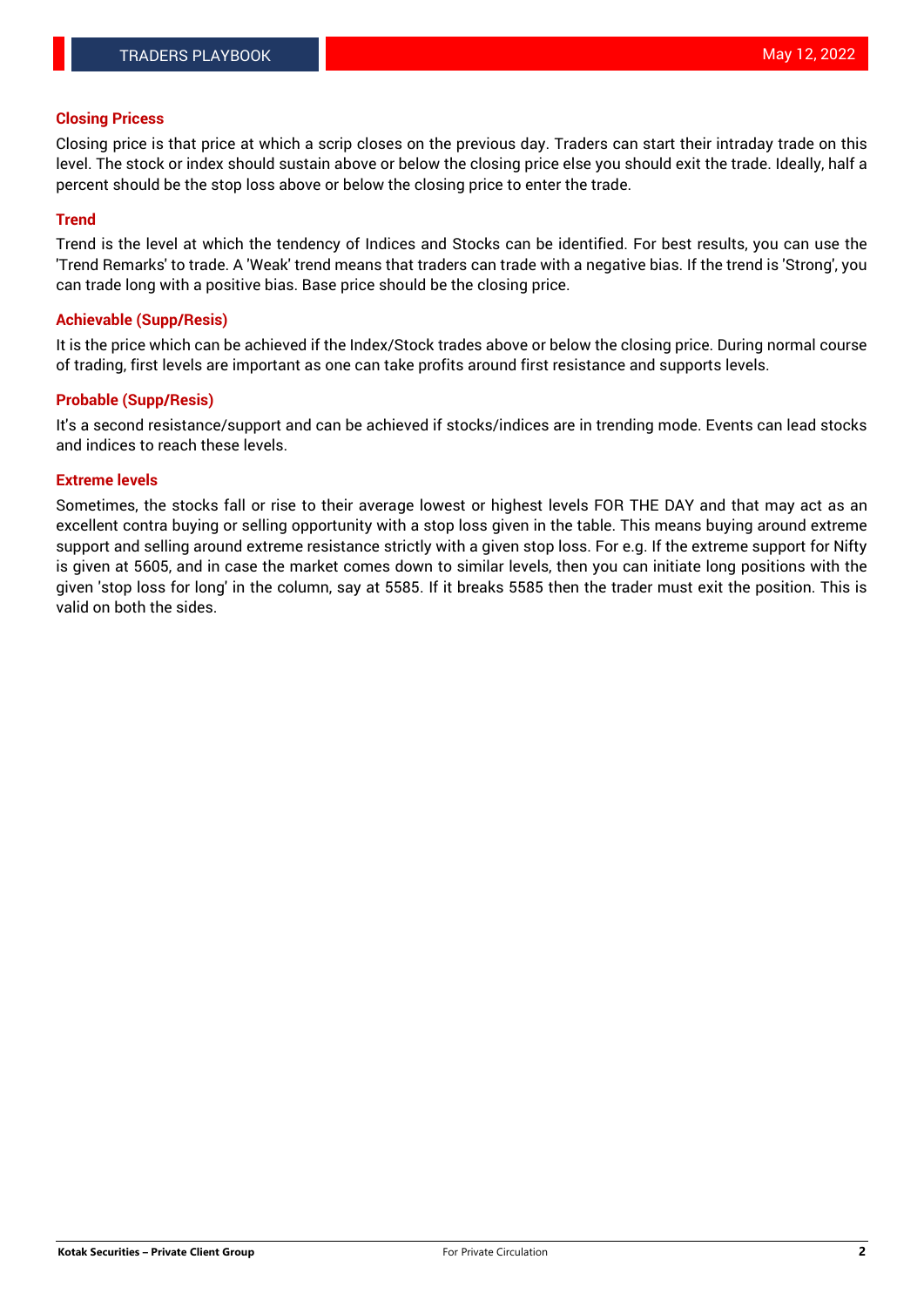## Closing Pricess

Closing price is that price at which a scrip closes on the previous day. Traders can start their intraday trade on this level. The stock or index should sustain above or below the closing price else you should exit the trade. Ideally, half a percent should be the stop loss above or below the closing price to enter the trade.

## Trend

Trend is the level at which the tendency of Indices and Stocks can be identified. For best results, you can use the 'Trend Remarks' to trade. A 'Weak' trend means that traders can trade with a negative bias. If the trend is 'Strong', you can trade long with a positive bias. Base price should be the closing price.

## Achievable (Supp/Resis)

It is the price which can be achieved if the Index/Stock trades above or below the closing price. During normal course of trading, first levels are important as one can take profits around first resistance and supports levels.

## Probable (Supp/Resis)

It's a second resistance/support and can be achieved if stocks/indices are in trending mode. Events can lead stocks and indices to reach these levels.

## Extreme levels

Sometimes, the stocks fall or rise to their average lowest or highest levels FOR THE DAY and that may act as an excellent contra buying or selling opportunity with a stop loss given in the table. This means buying around extreme support and selling around extreme resistance strictly with a given stop loss. For e.g. If the extreme support for Nifty is given at 5605, and in case the market comes down to similar levels, then you can initiate long positions with the given 'stop loss for long' in the column, say at 5585. If it breaks 5585 then the trader must exit the position. This is valid on both the sides.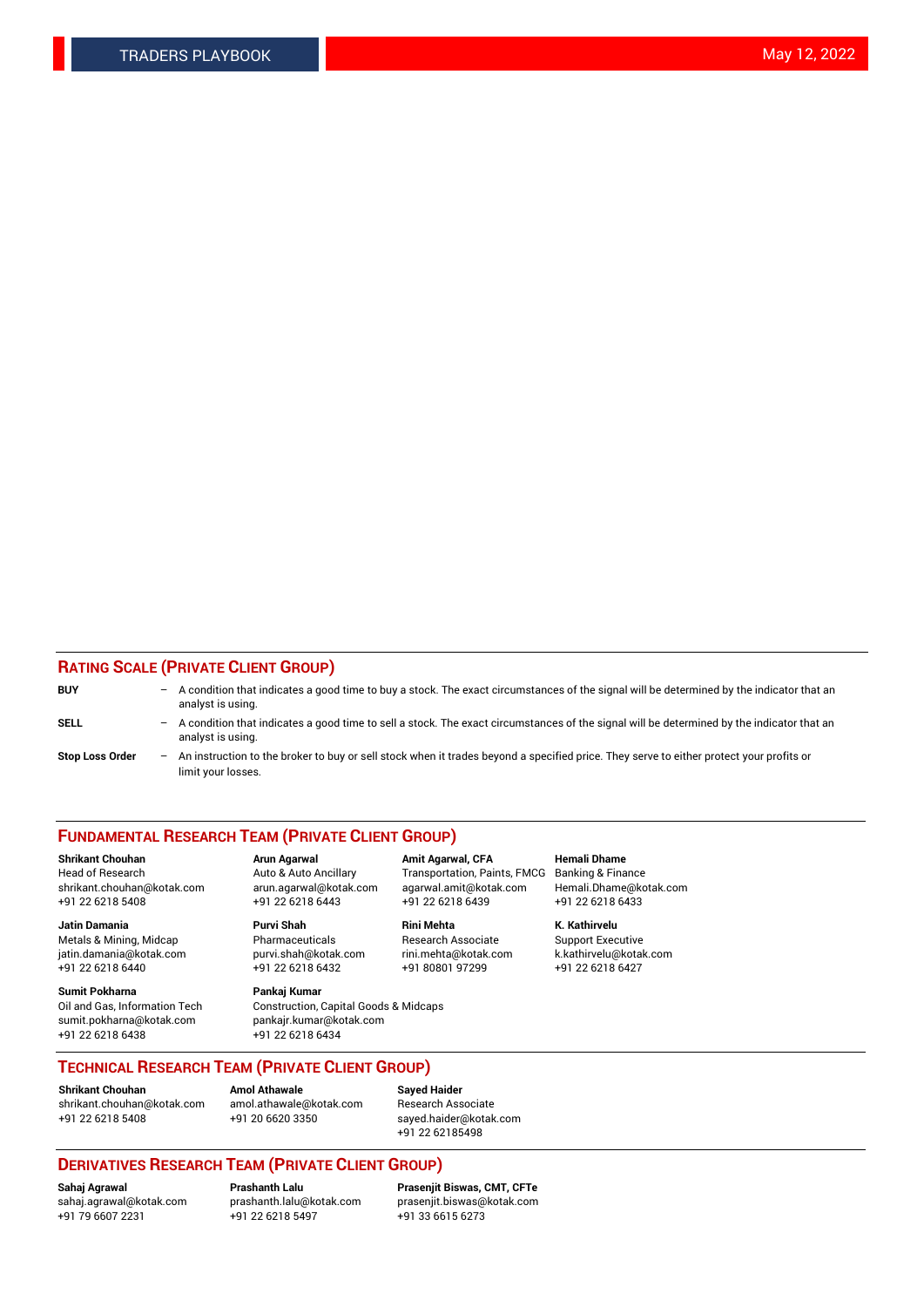## RATING SCALE (PRIVATE CLIENT GROUP)

**BUY** – A condition that indicates a good time to buy a stock. The exact circumstances of the signal will be determined by the indicator that an analyst is using.

**SELL** – A condition that indicates a good time to sell a stock. The exact circumstances of the signal will be determined by the indicator that an analyst is using.

**Stop Loss Order** – An instruction to the broker to buy or sell stock when it trades beyond a specified price. They serve to either protect your profits or limit your losses.

## FUNDAMENTAL RESEARCH TEAM (PRIVATE CLIENT GROUP)

**Shrikant Chouhan**
Head of Research
shrikant.chouhan@kotak.com
+91 22 6218 5408

**Arun Agarwal**
Auto & Auto Ancillary
arun.agarwal@kotak.com
+91 22 6218 6443

**Amit Agarwal, CFA**
Transportation, Paints, FMCG
agarwal.amit@kotak.com
+91 22 6218 6439

**Hemali Dhame**
Banking & Finance
Hemali.Dhame@kotak.com
+91 22 6218 6433

**Jatin Damania**
Metals & Mining, Midcap
jatin.damania@kotak.com
+91 22 6218 6440

**Purvi Shah**
Pharmaceuticals
purvi.shah@kotak.com
+91 22 6218 6432

**Rini Mehta**
Research Associate
rini.mehta@kotak.com
+91 80801 97299

**K. Kathirvelu**
Support Executive
k.kathirvelu@kotak.com
+91 22 6218 6427

**Sumit Pokharna**
Oil and Gas, Information Tech
sumit.pokharna@kotak.com
+91 22 6218 6438

**Pankaj Kumar**
Construction, Capital Goods & Midcaps
pankajr.kumar@kotak.com
+91 22 6218 6434

## TECHNICAL RESEARCH TEAM (PRIVATE CLIENT GROUP)

**Shrikant Chouhan**
shrikant.chouhan@kotak.com
+91 22 6218 5408

**Amol Athawale**
amol.athawale@kotak.com
+91 20 6620 3350

**Sayed Haider**
Research Associate
sayed.haider@kotak.com
+91 22 62185498

## DERIVATIVES RESEARCH TEAM (PRIVATE CLIENT GROUP)

**Sahaj Agrawal**
sahaj.agrawal@kotak.com
+91 79 6607 2231

**Prashanth Lalu**
prashanth.lalu@kotak.com
+91 22 6218 5497

**Prasenjit Biswas, CMT, CFTe**
prasenjit.biswas@kotak.com
+91 33 6615 6273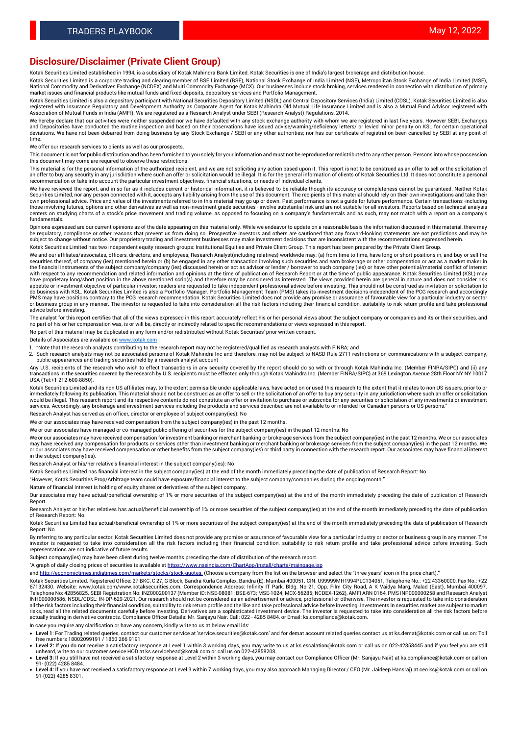# Disclosure/Disclaimer (Private Client Group)

Kotak Securities Limited established in 1994, is a subsidiary of Kotak Mahindra Bank Limited. Kotak Securities is one of India's largest brokerage and distribution house.

Kotak Securities Limited is a corporate trading and clearing member of BSE Limited (BSE), National Stock Exchange of India Limited (NSE), Metropolitan Stock Exchange of India Limited (MSE), National Commodity and Derivatives Exchange (NCDEX) and Multi Commodity Exchange (MCX). Our businesses include stock broking, services rendered in connection with distribution of primary market issues and financial products like mutual funds and fixed deposits, depository services and Portfolio Management.

Kotak Securities Limited is also a depository participant with National Securities Depository Limited (NSDL) and Central Depository Services (India) Limited (CDSL). Kotak Securities Limited is also registered with Insurance Regulatory and Development Authority as Corporate Agent for Kotak Mahindra Old Mutual Life Insurance Limited and is also a Mutual Fund Advisor registered with Association of Mutual Funds in India (AMFI). We are registered as a Research Analyst under SEBI (Research Analyst) Regulations, 2014.

We hereby declare that our activities were neither suspended nor we have defaulted with any stock exchange authority with whom we are registered in last five years. However SEBI, Exchanges and Depositories have conducted the routine inspection and based on their observations have issued advise/warning/deficiency letters/ or levied minor penalty on KSL for certain operational deviations. We have not been debarred from doing business by any Stock Exchange / SEBI or any other authorities; nor has our certificate of registration been cancelled by SEBI at any point of time.

We offer our research services to clients as well as our prospects.

This document is not for public distribution and has been furnished to you solely for your information and must not be reproduced or redistributed to any other person. Persons into whose possession this document may come are required to observe these restrictions.

This material is for the personal information of the authorized recipient, and we are not soliciting any action based upon it. This report is not to be construed as an offer to sell or the solicitation of an offer to buy any security in any jurisdiction where such an offer or solicitation would be illegal. It is for the general information of clients of Kotak Securities Ltd. It does not constitute a personal recommendation or take into account the particular investment objectives, financial situations, or needs of individual clients.

We have reviewed the report, and in so far as it includes current or historical information, it is believed to be reliable though its accuracy or completeness cannot be guaranteed. Neither Kotak Securities Limited, nor any person connected with it, accepts any liability arising from the use of this document. The recipients of this material should rely on their own investigations and take their own professional advice. Price and value of the investments referred to in this material may go up or down. Past performance is not a guide for future performance. Certain transactions -including those involving futures, options and other derivatives as well as non-investment grade securities - involve substantial risk and are not suitable for all investors. Reports based on technical analysis centers on studying charts of a stock's price movement and trading volume, as opposed to focusing on a company's fundamentals and as such, may not match with a report on a company's fundamentals.

Opinions expressed are our current opinions as of the date appearing on this material only. While we endeavor to update on a reasonable basis the information discussed in this material, there may be regulatory, compliance or other reasons that prevent us from doing so. Prospective investors and others are cautioned that any forward-looking statements are not predictions and may be subject to change without notice. Our proprietary trading and investment businesses may make investment decisions that are inconsistent with the recommendations expressed herein.

Kotak Securities Limited has two independent equity research groups: Institutional Equities and Private Client Group. This report has been prepared by the Private Client Group.

We and our affiliates/associates, officers, directors, and employees, Research Analyst(including relatives) worldwide may: (a) from time to time, have long or short positions in, and buy or sell the securities thereof, of company (ies) mentioned herein or (b) be engaged in any other transaction involving such securities and earn brokerage or other compensation or act as a market maker in the financial instruments of the subject company/company (ies) discussed herein or act as advisor or lender / borrower to such company (ies) or have other potential/material conflict of interest with respect to any recommendation and related information and opinions at the time of publication of Research Report or at the time of public appearance. Kotak Securities Limited (KSL) may have proprietary long/short position in the above mentioned scrip(s) and therefore may be considered as interested. The views provided herein are general in nature and does not consider risk appetite or investment objective of particular investor; readers are requested to take independent professional advice before investing. This should not be construed as invitation or solicitation to do business with KSL. Kotak Securities Limited is also a Portfolio Manager. Portfolio Management Team (PMS) takes its investment decisions independent of the PCG research and accordingly PMS may have positions contrary to the PCG research recommendation. Kotak Securities Limited does not provide any promise or assurance of favourable view for a particular industry or sector or business group in any manner. The investor is requested to take into consideration all the risk factors including their financial condition, suitability to risk return profile and take professional advice before investing.

The analyst for this report certifies that all of the views expressed in this report accurately reflect his or her personal views about the subject company or companies and its or their securities, and no part of his or her compensation was, is or will be, directly or indirectly related to specific recommendations or views expressed in this report.

No part of this material may be duplicated in any form and/or redistributed without Kotak Securities' prior written consent.

Details of Associates are available on www.kotak.com

1. "Note that the research analysts contributing to the research report may not be registered/qualified as research analysts with FINRA; and
2. Such research analysts may not be associated persons of Kotak Mahindra Inc and therefore, may not be subject to NASD Rule 2711 restrictions on communications with a subject company, public appearances and trading securities held by a research analyst account

Any U.S. recipients of the research who wish to effect transactions in any security covered by the report should do so with or through Kotak Mahindra Inc. (Member FINRA/SIPC) and (ii) any transactions in the securities covered by the research by U.S. recipients must be effected only through Kotak Mahindra Inc. (Member FINRA/SIPC) at 369 Lexington Avenue 28th Floor NY NY 10017 USA (Tel:+1 212-600-8850).

Kotak Securities Limited and its non US affiliates may, to the extent permissible under applicable laws, have acted on or used this research to the extent that it relates to non US issuers, prior to or immediately following its publication. This material should not be construed as an offer to sell or the solicitation of an offer to buy any security in any jurisdiction where such an offer or solicitation would be illegal. This research report and its respective contents do not constitute an offer or invitation to purchase or subscribe for any securities or solicitation of any investments or investment services. Accordingly, any brokerage and investment services including the products and services described are not available to or intended for Canadian persons or US persons."

Research Analyst has served as an officer, director or employee of subject company(ies): No

We or our associates may have received compensation from the subject company(ies) in the past 12 months.

We or our associates have managed or co-managed public offering of securities for the subject company(ies) in the past 12 months: No

We or our associates may have received compensation for investment banking or merchant banking or brokerage services from the subject company(ies) in the past 12 months. We or our associates may have received any compensation for products or services other than investment banking or merchant banking or brokerage services from the subject company(ies) in the past 12 months. We or our associates may have received compensation or other benefits from the subject company(ies) or third party in connection with the research report. Our associates may have financial interest in the subject company(ies).

Research Analyst or his/her relative's financial interest in the subject company(ies): No

Kotak Securities Limited has financial interest in the subject company(ies) at the end of the month immediately preceding the date of publication of Research Report: No

"However, Kotak Securities Prop/Arbitrage team could have exposure/financial interest to the subject company/companies during the ongoing month."

Nature of financial interest is holding of equity shares or derivatives of the subject company.

Our associates may have actual/beneficial ownership of 1% or more securities of the subject company(ies) at the end of the month immediately preceding the date of publication of Research Report.

Research Analyst or his/her relatives has actual/beneficial ownership of 1% or more securities of the subject company(ies) at the end of the month immediately preceding the date of publication of Research Report: No.

Kotak Securities Limited has actual/beneficial ownership of 1% or more securities of the subject company(ies) at the end of the month immediately preceding the date of publication of Research Report: No

By referring to any particular sector, Kotak Securities Limited does not provide any promise or assurance of favourable view for a particular industry or sector or business group in any manner. The investor is requested to take into consideration all the risk factors including their financial condition, suitability to risk return profile and take professional advice before investing. Such representations are not indicative of future results.

Subject company(ies) may have been client during twelve months preceding the date of distribution of the research report.

"A graph of daily closing prices of securities is available at https://www.nseindia.com/ChartApp/install/charts/mainpage.jsp

and http://economictimes.indiatimes.com/markets/stocks/stock-quotes. (Choose a company from the list on the browser and select the "three years" icon in the price chart)."

Kotak Securities Limited. Registered Office: 27 BKC, C 27, G Block, Bandra Kurla Complex, Bandra (E), Mumbai 400051. CIN: U99999MH1994PLC134051, Telephone No.: +22 43360000, Fax No.: +22 67132430. Website: www.kotak.com/www.kotaksecurities.com. Correspondence Address: Infinity IT Park, Bldg. No 21, Opp. Film City Road, A K Vaidya Marg, Malad (East), Mumbai 400097. Telephone No: 42856825. SEBI Registration No: INZ000200137 (Member ID: NSE-08081; BSE-673; MSE-1024; MCX-56285; NCDEX-1262), AMFI ARN 0164, PMS INP000000258 and Research Analyst INH000000586. NSDL/CDSL: IN-DP-629-2021. Our research should not be considered as an advertisement or advice, professional or otherwise. The investor is requested to take into consideration all the risk factors including their financial condition, suitability to risk return profile and the like and take professional advice before investing. Investments in securities market are subject to market risks, read all the related documents carefully before investing. Derivatives are a sophisticated investment device. The investor is requested to take into consideration all the risk factors before actually trading in derivative contracts. Compliance Officer Details: Mr. Sanjayu Nair. Call: 022 - 4285 8484, or Email: ks.compliance@kotak.com.

In case you require any clarification or have any concern, kindly write to us at below email ids:

- **Level 1**: For Trading related queries, contact our customer service at 'service.securities@kotak.com' and for demat account related queries contact us at ks.demat@kotak.com or call us on: Toll free numbers 18002099191 / 1860 266 9191
- **Level 2:** If you do not receive a satisfactory response at Level 1 within 3 working days, you may write to us at ks.escalation@kotak.com or call us on 022-42858445 and if you feel you are still unheard, write to our customer service HOD at ks.servicehead@kotak.com or call us on 022-42858208.
- **Level 3:** If you still have not received a satisfactory response at Level 2 within 3 working days, you may contact our Compliance Officer (Mr. Sanjayu Nair) at ks.compliance@kotak.com or call on 91- (022) 4285 8484.
- **Level 4:** If you have not received a satisfactory response at Level 3 within 7 working days, you may also approach Managing Director / CEO (Mr. Jaideep Hansraj) at ceo.ks@kotak.com or call on 91-(022) 4285 8301.